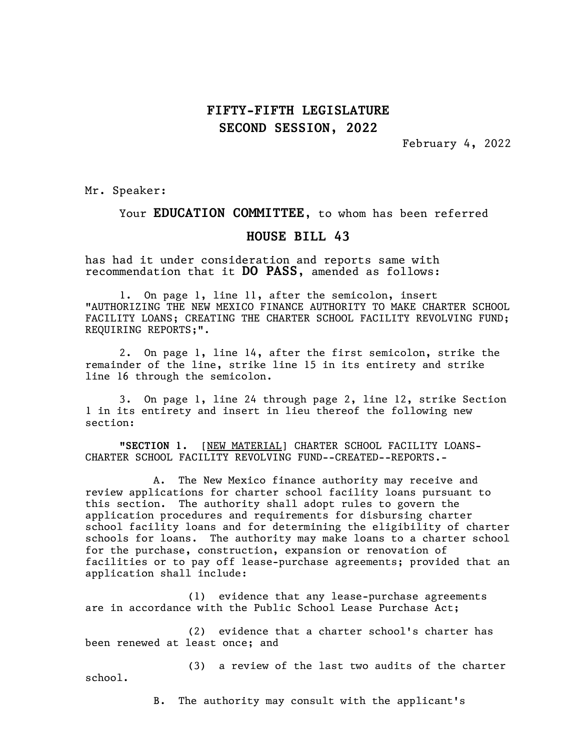# FIFTY-FIFTH LEGISLATURE
# SECOND SESSION, 2022

February 4, 2022

Mr. Speaker:

Your **EDUCATION COMMITTEE**, to whom has been referred

## HOUSE BILL 43

has had it under consideration and reports same with recommendation that it **DO PASS**, amended as follows:

1. On page 1, line 11, after the semicolon, insert "AUTHORIZING THE NEW MEXICO FINANCE AUTHORITY TO MAKE CHARTER SCHOOL FACILITY LOANS; CREATING THE CHARTER SCHOOL FACILITY REVOLVING FUND; REQUIRING REPORTS;".

2. On page 1, line 14, after the first semicolon, strike the remainder of the line, strike line 15 in its entirety and strike line 16 through the semicolon.

3. On page 1, line 24 through page 2, line 12, strike Section 1 in its entirety and insert in lieu thereof the following new section:

"**SECTION 1.** [NEW MATERIAL] CHARTER SCHOOL FACILITY LOANS-CHARTER SCHOOL FACILITY REVOLVING FUND--CREATED--REPORTS.-

A. The New Mexico finance authority may receive and review applications for charter school facility loans pursuant to this section. The authority shall adopt rules to govern the application procedures and requirements for disbursing charter school facility loans and for determining the eligibility of charter schools for loans. The authority may make loans to a charter school for the purchase, construction, expansion or renovation of facilities or to pay off lease-purchase agreements; provided that an application shall include:

(1) evidence that any lease-purchase agreements are in accordance with the Public School Lease Purchase Act;

(2) evidence that a charter school's charter has been renewed at least once; and

(3) a review of the last two audits of the charter school.

B. The authority may consult with the applicant's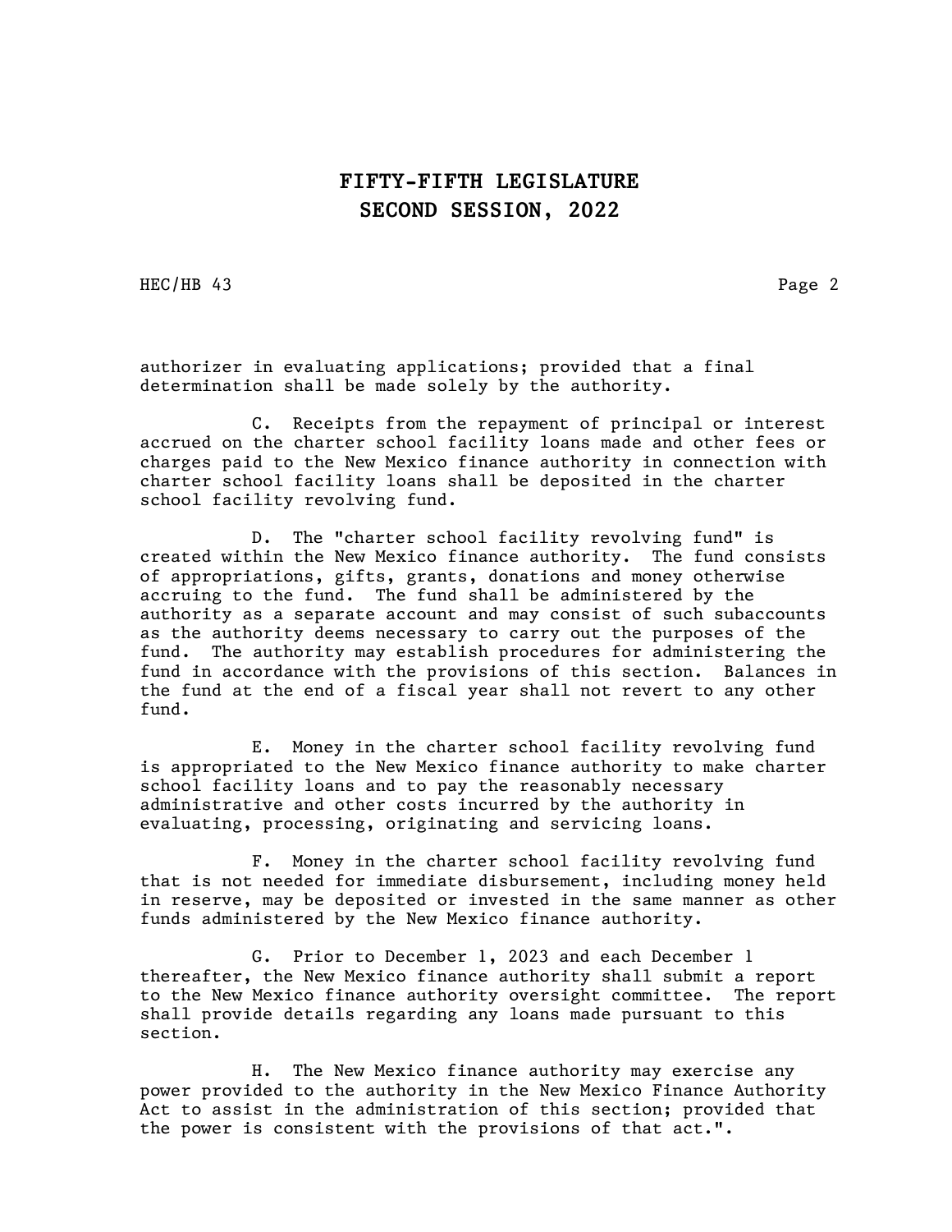authorizer in evaluating applications; provided that a final determination shall be made solely by the authority.

C. Receipts from the repayment of principal or interest accrued on the charter school facility loans made and other fees or charges paid to the New Mexico finance authority in connection with charter school facility loans shall be deposited in the charter school facility revolving fund.

D. The "charter school facility revolving fund" is created within the New Mexico finance authority. The fund consists of appropriations, gifts, grants, donations and money otherwise accruing to the fund. The fund shall be administered by the authority as a separate account and may consist of such subaccounts as the authority deems necessary to carry out the purposes of the fund. The authority may establish procedures for administering the fund in accordance with the provisions of this section. Balances in the fund at the end of a fiscal year shall not revert to any other fund.

E. Money in the charter school facility revolving fund is appropriated to the New Mexico finance authority to make charter school facility loans and to pay the reasonably necessary administrative and other costs incurred by the authority in evaluating, processing, originating and servicing loans.

F. Money in the charter school facility revolving fund that is not needed for immediate disbursement, including money held in reserve, may be deposited or invested in the same manner as other funds administered by the New Mexico finance authority.

G. Prior to December 1, 2023 and each December 1 thereafter, the New Mexico finance authority shall submit a report to the New Mexico finance authority oversight committee. The report shall provide details regarding any loans made pursuant to this section.

H. The New Mexico finance authority may exercise any power provided to the authority in the New Mexico Finance Authority Act to assist in the administration of this section; provided that the power is consistent with the provisions of that act.".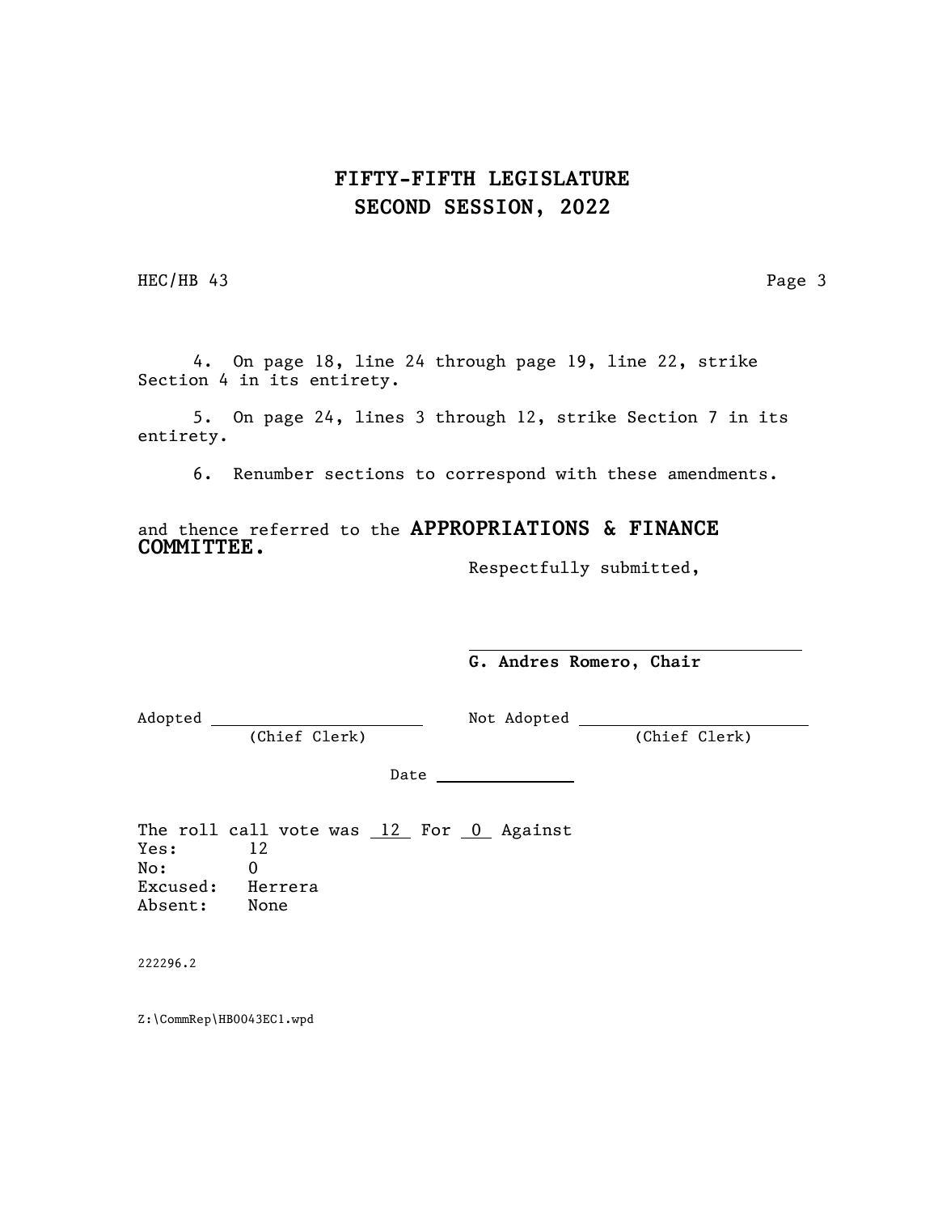# FIFTY-FIFTH LEGISLATURE
# SECOND SESSION, 2022

HEC/HB 43

4. On page 18, line 24 through page 19, line 22, strike Section 4 in its entirety.

5. On page 24, lines 3 through 12, strike Section 7 in its entirety.

6. Renumber sections to correspond with these amendments.

and thence referred to the **APPROPRIATIONS & FINANCE COMMITTEE.**

Respectfully submitted,

______________________________

**G. Andres Romero, Chair**

Adopted ______________________ (Chief Clerk)

Not Adopted ______________________ (Chief Clerk)

Date ______________

The roll call vote was 12 For 0 Against

Yes: 12

No: 0

Excused: Herrera

Absent: None

222296.2

Z:\CommRep\HB0043EC1.wpd